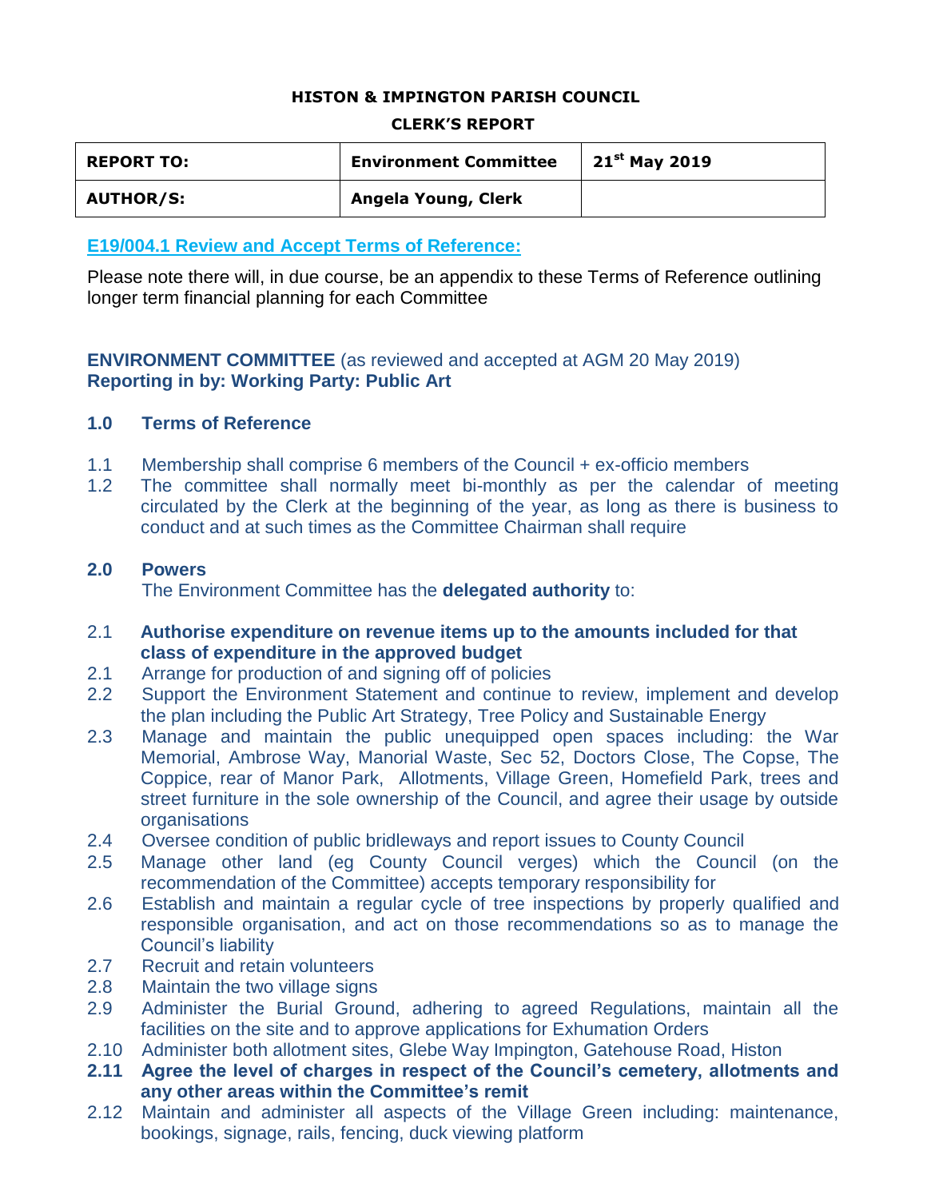**HISTON & IMPINGTON PARISH COUNCIL**

**CLERK'S REPORT**

| **REPORT TO:** | **Environment Committee** | **21st May 2019** |
|---|---|---|
| **AUTHOR/S:** | **Angela Young, Clerk** | |

### E19/004.1 Review and Accept Terms of Reference:

Please note there will, in due course, be an appendix to these Terms of Reference outlining longer term financial planning for each Committee

**ENVIRONMENT COMMITTEE** (as reviewed and accepted at AGM 20 May 2019)
**Reporting in by: Working Party: Public Art**

### 1.0 Terms of Reference

1.1 Membership shall comprise 6 members of the Council + ex-officio members

1.2 The committee shall normally meet bi-monthly as per the calendar of meeting circulated by the Clerk at the beginning of the year, as long as there is business to conduct and at such times as the Committee Chairman shall require

### 2.0 Powers

The Environment Committee has the **delegated authority** to:

2.1 **Authorise expenditure on revenue items up to the amounts included for that class of expenditure in the approved budget**

2.1 Arrange for production of and signing off of policies

2.2 Support the Environment Statement and continue to review, implement and develop the plan including the Public Art Strategy, Tree Policy and Sustainable Energy

2.3 Manage and maintain the public unequipped open spaces including: the War Memorial, Ambrose Way, Manorial Waste, Sec 52, Doctors Close, The Copse, The Coppice, rear of Manor Park, Allotments, Village Green, Homefield Park, trees and street furniture in the sole ownership of the Council, and agree their usage by outside organisations

2.4 Oversee condition of public bridleways and report issues to County Council

2.5 Manage other land (eg County Council verges) which the Council (on the recommendation of the Committee) accepts temporary responsibility for

2.6 Establish and maintain a regular cycle of tree inspections by properly qualified and responsible organisation, and act on those recommendations so as to manage the Council's liability

2.7 Recruit and retain volunteers

2.8 Maintain the two village signs

2.9 Administer the Burial Ground, adhering to agreed Regulations, maintain all the facilities on the site and to approve applications for Exhumation Orders

2.10 Administer both allotment sites, Glebe Way Impington, Gatehouse Road, Histon

**2.11 Agree the level of charges in respect of the Council's cemetery, allotments and any other areas within the Committee's remit**

2.12 Maintain and administer all aspects of the Village Green including: maintenance, bookings, signage, rails, fencing, duck viewing platform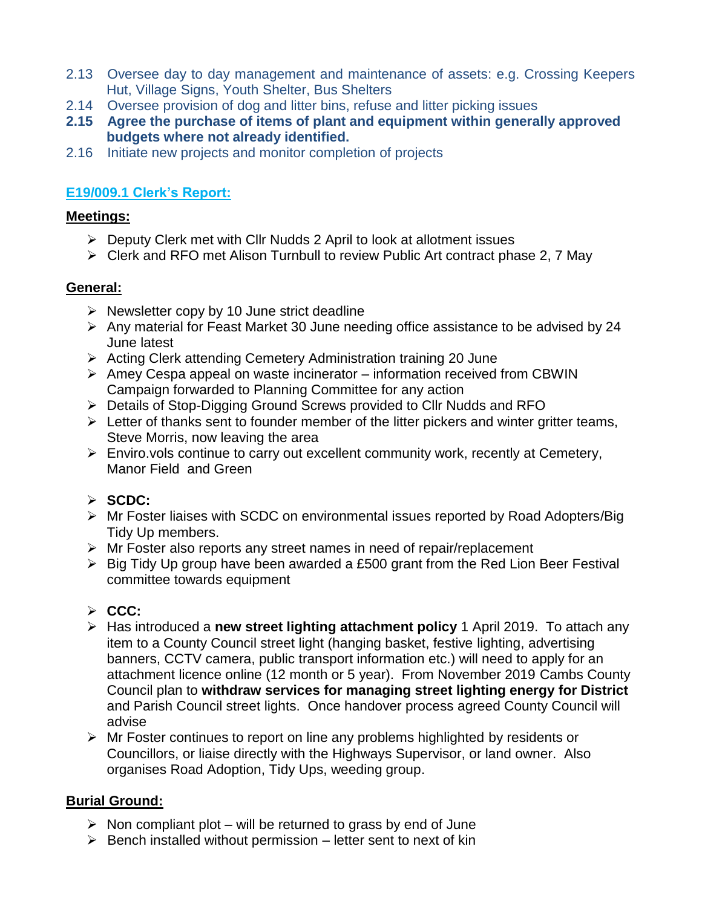2.13 Oversee day to day management and maintenance of assets: e.g. Crossing Keepers Hut, Village Signs, Youth Shelter, Bus Shelters

2.14 Oversee provision of dog and litter bins, refuse and litter picking issues

**2.15 Agree the purchase of items of plant and equipment within generally approved budgets where not already identified.**

2.16 Initiate new projects and monitor completion of projects

## E19/009.1 Clerk's Report:

**Meetings:**

- Deputy Clerk met with Cllr Nudds 2 April to look at allotment issues
- Clerk and RFO met Alison Turnbull to review Public Art contract phase 2, 7 May

**General:**

- Newsletter copy by 10 June strict deadline
- Any material for Feast Market 30 June needing office assistance to be advised by 24 June latest
- Acting Clerk attending Cemetery Administration training 20 June
- Amey Cespa appeal on waste incinerator – information received from CBWIN Campaign forwarded to Planning Committee for any action
- Details of Stop-Digging Ground Screws provided to Cllr Nudds and RFO
- Letter of thanks sent to founder member of the litter pickers and winter gritter teams, Steve Morris, now leaving the area
- Enviro.vols continue to carry out excellent community work, recently at Cemetery, Manor Field and Green

- **SCDC:**
- Mr Foster liaises with SCDC on environmental issues reported by Road Adopters/Big Tidy Up members.
- Mr Foster also reports any street names in need of repair/replacement
- Big Tidy Up group have been awarded a £500 grant from the Red Lion Beer Festival committee towards equipment

- **CCC:**
- Has introduced a **new street lighting attachment policy** 1 April 2019. To attach any item to a County Council street light (hanging basket, festive lighting, advertising banners, CCTV camera, public transport information etc.) will need to apply for an attachment licence online (12 month or 5 year). From November 2019 Cambs County Council plan to **withdraw services for managing street lighting energy for District** and Parish Council street lights. Once handover process agreed County Council will advise
- Mr Foster continues to report on line any problems highlighted by residents or Councillors, or liaise directly with the Highways Supervisor, or land owner. Also organises Road Adoption, Tidy Ups, weeding group.

**Burial Ground:**

- Non compliant plot – will be returned to grass by end of June
- Bench installed without permission – letter sent to next of kin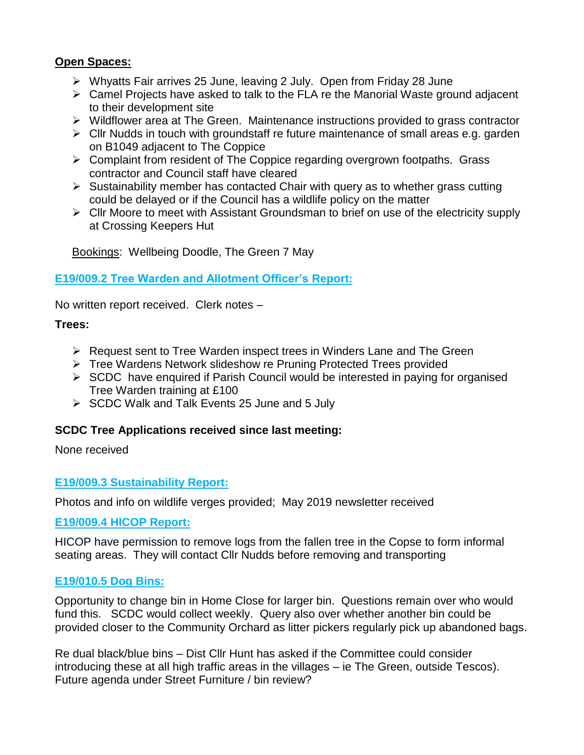**Open Spaces:**

- Whyatts Fair arrives 25 June, leaving 2 July. Open from Friday 28 June
- Camel Projects have asked to talk to the FLA re the Manorial Waste ground adjacent to their development site
- Wildflower area at The Green. Maintenance instructions provided to grass contractor
- Cllr Nudds in touch with groundstaff re future maintenance of small areas e.g. garden on B1049 adjacent to The Coppice
- Complaint from resident of The Coppice regarding overgrown footpaths. Grass contractor and Council staff have cleared
- Sustainability member has contacted Chair with query as to whether grass cutting could be delayed or if the Council has a wildlife policy on the matter
- Cllr Moore to meet with Assistant Groundsman to brief on use of the electricity supply at Crossing Keepers Hut

Bookings: Wellbeing Doodle, The Green 7 May

## E19/009.2 Tree Warden and Allotment Officer's Report:

No written report received. Clerk notes –

**Trees:**

- Request sent to Tree Warden inspect trees in Winders Lane and The Green
- Tree Wardens Network slideshow re Pruning Protected Trees provided
- SCDC have enquired if Parish Council would be interested in paying for organised Tree Warden training at £100
- SCDC Walk and Talk Events 25 June and 5 July

**SCDC Tree Applications received since last meeting:**

None received

## E19/009.3 Sustainability Report:

Photos and info on wildlife verges provided; May 2019 newsletter received

## E19/009.4 HICOP Report:

HICOP have permission to remove logs from the fallen tree in the Copse to form informal seating areas. They will contact Cllr Nudds before removing and transporting

## E19/010.5 Dog Bins:

Opportunity to change bin in Home Close for larger bin. Questions remain over who would fund this. SCDC would collect weekly. Query also over whether another bin could be provided closer to the Community Orchard as litter pickers regularly pick up abandoned bags.

Re dual black/blue bins – Dist Cllr Hunt has asked if the Committee could consider introducing these at all high traffic areas in the villages – ie The Green, outside Tescos). Future agenda under Street Furniture / bin review?